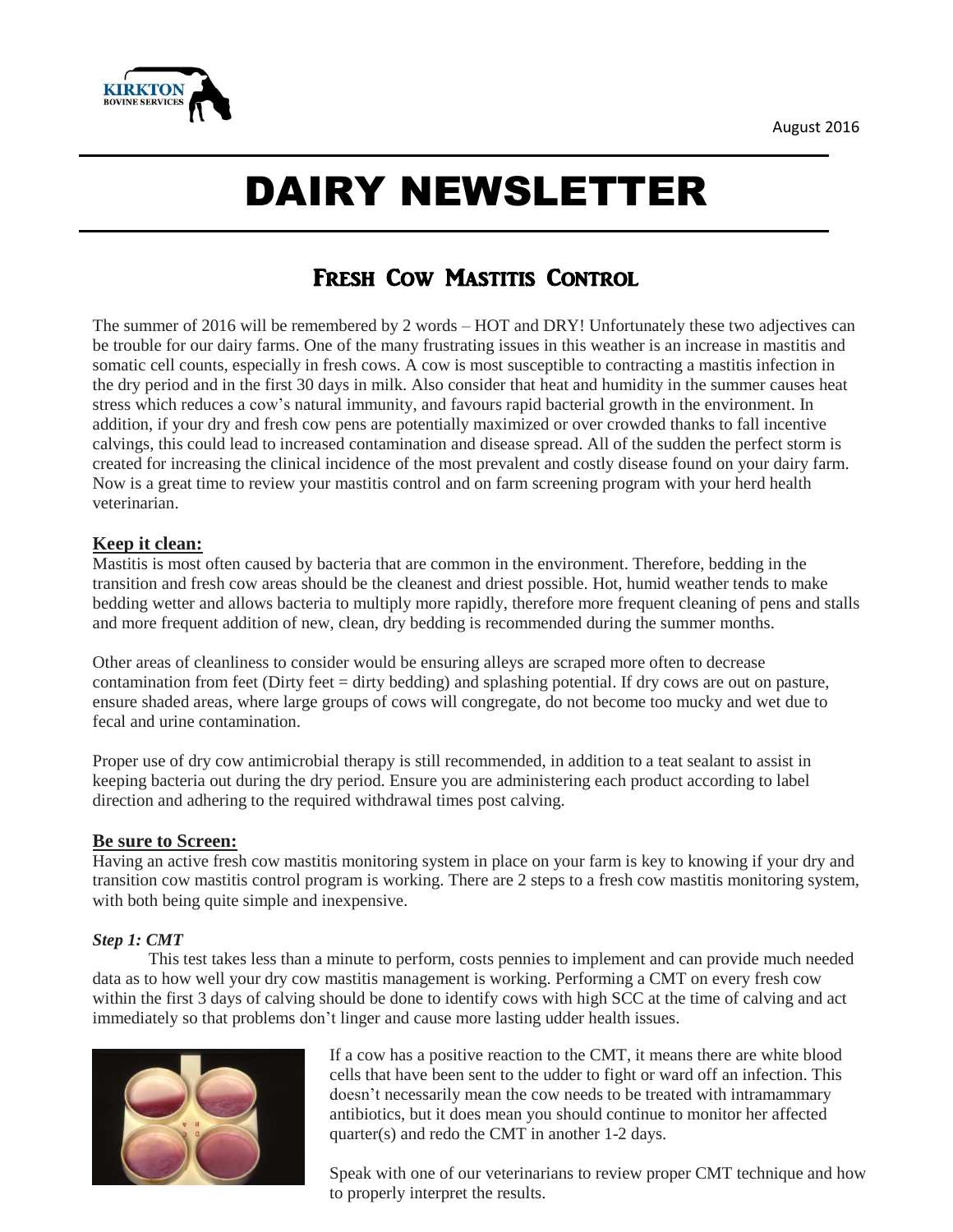August 2016

# DAIRY NEWSLETTER

## Fresh Cow Mastitis Control

The summer of 2016 will be remembered by 2 words – HOT and DRY! Unfortunately these two adjectives can be trouble for our dairy farms. One of the many frustrating issues in this weather is an increase in mastitis and somatic cell counts, especially in fresh cows. A cow is most susceptible to contracting a mastitis infection in the dry period and in the first 30 days in milk. Also consider that heat and humidity in the summer causes heat stress which reduces a cow's natural immunity, and favours rapid bacterial growth in the environment. In addition, if your dry and fresh cow pens are potentially maximized or over crowded thanks to fall incentive calvings, this could lead to increased contamination and disease spread. All of the sudden the perfect storm is created for increasing the clinical incidence of the most prevalent and costly disease found on your dairy farm. Now is a great time to review your mastitis control and on farm screening program with your herd health veterinarian.

### Keep it clean:

Mastitis is most often caused by bacteria that are common in the environment. Therefore, bedding in the transition and fresh cow areas should be the cleanest and driest possible. Hot, humid weather tends to make bedding wetter and allows bacteria to multiply more rapidly, therefore more frequent cleaning of pens and stalls and more frequent addition of new, clean, dry bedding is recommended during the summer months.

Other areas of cleanliness to consider would be ensuring alleys are scraped more often to decrease contamination from feet (Dirty feet = dirty bedding) and splashing potential. If dry cows are out on pasture, ensure shaded areas, where large groups of cows will congregate, do not become too mucky and wet due to fecal and urine contamination.

Proper use of dry cow antimicrobial therapy is still recommended, in addition to a teat sealant to assist in keeping bacteria out during the dry period. Ensure you are administering each product according to label direction and adhering to the required withdrawal times post calving.

### Be sure to Screen:

Having an active fresh cow mastitis monitoring system in place on your farm is key to knowing if your dry and transition cow mastitis control program is working. There are 2 steps to a fresh cow mastitis monitoring system, with both being quite simple and inexpensive.

#### *Step 1: CMT*

This test takes less than a minute to perform, costs pennies to implement and can provide much needed data as to how well your dry cow mastitis management is working. Performing a CMT on every fresh cow within the first 3 days of calving should be done to identify cows with high SCC at the time of calving and act immediately so that problems don't linger and cause more lasting udder health issues.

If a cow has a positive reaction to the CMT, it means there are white blood cells that have been sent to the udder to fight or ward off an infection. This doesn't necessarily mean the cow needs to be treated with intramammary antibiotics, but it does mean you should continue to monitor her affected quarter(s) and redo the CMT in another 1-2 days.

Speak with one of our veterinarians to review proper CMT technique and how to properly interpret the results.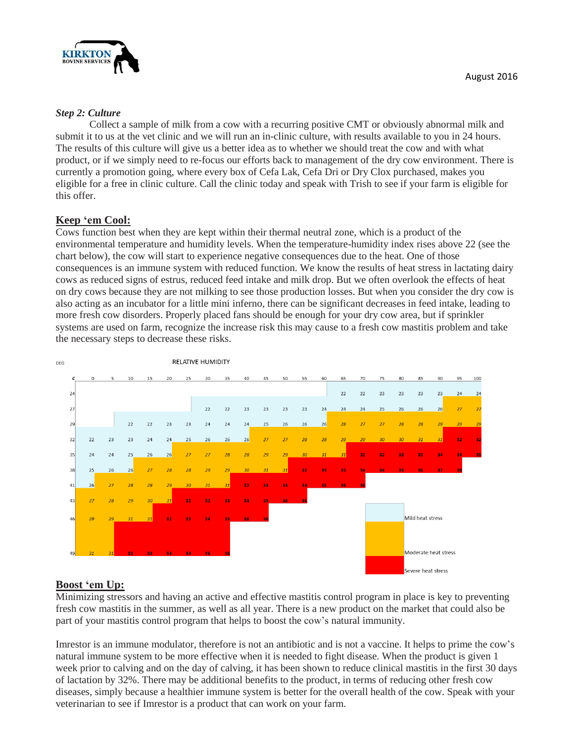### *Step 2: Culture*

Collect a sample of milk from a cow with a recurring positive CMT or obviously abnormal milk and submit it to us at the vet clinic and we will run an in-clinic culture, with results available to you in 24 hours. The results of this culture will give us a better idea as to whether we should treat the cow and with what product, or if we simply need to re-focus our efforts back to management of the dry cow environment. There is currently a promotion going, where every box of Cefa Lak, Cefa Dri or Dry Clox purchased, makes you eligible for a free in clinic culture. Call the clinic today and speak with Trish to see if your farm is eligible for this offer.

## **Keep 'em Cool:**

Cows function best when they are kept within their thermal neutral zone, which is a product of the environmental temperature and humidity levels. When the temperature-humidity index rises above 22 (see the chart below), the cow will start to experience negative consequences due to the heat. One of those consequences is an immune system with reduced function. We know the results of heat stress in lactating dairy cows as reduced signs of estrus, reduced feed intake and milk drop. But we often overlook the effects of heat on dry cows because they are not milking to see those production losses. But when you consider the dry cow is also acting as an incubator for a little mini inferno, there can be significant decreases in feed intake, leading to more fresh cow disorders. Properly placed fans should be enough for your dry cow area, but if sprinkler systems are used on farm, recognize the increase risk this may cause to a fresh cow mastitis problem and take the necessary steps to decrease these risks.

RELATIVE HUMIDITY

| DEG C | 0 | 5 | 10 | 15 | 20 | 25 | 30 | 35 | 40 | 45 | 50 | 55 | 60 | 65 | 70 | 75 | 80 | 85 | 90 | 95 | 100 |
|---|---|---|---|---|---|---|---|---|---|---|---|---|---|---|---|---|---|---|---|---|---|
| 24 | | | | | | | | | | | | | | 22 | 22 | 23 | 23 | 23 | 23 | 24 | 24 |
| 27 | | | | | | | 22 | 22 | 23 | 23 | 23 | 23 | 24 | 24 | 24 | 25 | 26 | 26 | 26 | 27 | 27 |
| 29 | | | 22 | 22 | 23 | 23 | 24 | 24 | 24 | 25 | 26 | 26 | 26 | 28 | 27 | 27 | 28 | 28 | 29 | 29 | 29 |
| 32 | 22 | 23 | 23 | 24 | 24 | 25 | 26 | 26 | 26 | 27 | 27 | 28 | 28 | 29 | 29 | 30 | 30 | 31 | 31 | 32 | 32 |
| 35 | 24 | 24 | 25 | 26 | 26 | 27 | 27 | 28 | 28 | 29 | 29 | 30 | 31 | 31 | 32 | 32 | 33 | 33 | 34 | 34 | 35 |
| 38 | 25 | 26 | 26 | 27 | 28 | 28 | 29 | 29 | 30 | 31 | 31 | 32 | 33 | 33 | 34 | 34 | 35 | 36 | 37 | 38 | |
| 41 | 26 | 27 | 28 | 28 | 29 | 30 | 31 | 31 | 32 | 33 | 33 | 34 | 35 | 36 | 36 | | | | | | |
| 43 | 27 | 28 | 29 | 30 | 31 | 32 | 32 | 33 | 34 | 35 | 35 | 36 | | | | | | | | | |
| 46 | 29 | 29 | 31 | 31 | 32 | 33 | 34 | 35 | 35 | 36 | | | | | | | | | | | |
| 49 | 31 | 31 | 32 | 33 | 34 | 34 | 36 | 38 | | | | | | | | | | | | | |

Mild heat stress

Moderate heat stress

Severe heat stress

## **Boost 'em Up:**

Minimizing stressors and having an active and effective mastitis control program in place is key to preventing fresh cow mastitis in the summer, as well as all year. There is a new product on the market that could also be part of your mastitis control program that helps to boost the cow's natural immunity.

Imrestor is an immune modulator, therefore is not an antibiotic and is not a vaccine. It helps to prime the cow's natural immune system to be more effective when it is needed to fight disease. When the product is given 1 week prior to calving and on the day of calving, it has been shown to reduce clinical mastitis in the first 30 days of lactation by 32%. There may be additional benefits to the product, in terms of reducing other fresh cow diseases, simply because a healthier immune system is better for the overall health of the cow. Speak with your veterinarian to see if Imrestor is a product that can work on your farm.